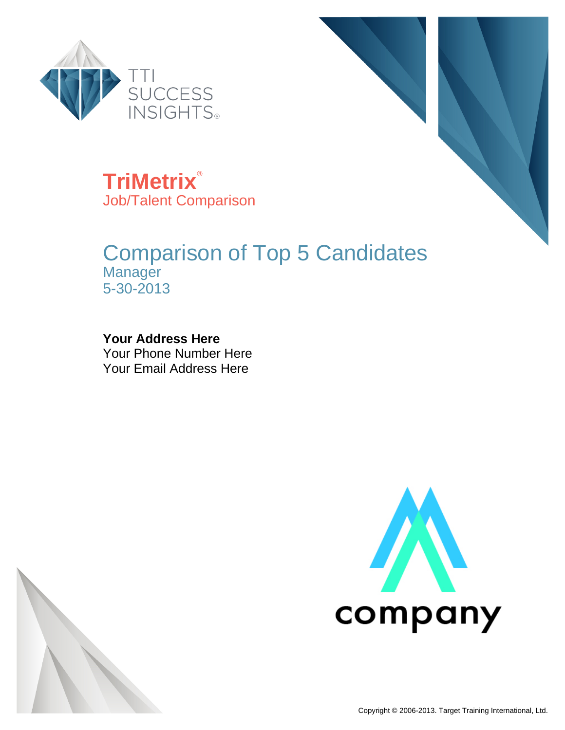TTI SUCCESS INSIGHTS®

# TriMetrix®

Job/Talent Comparison

## Comparison of Top 5 Candidates

Manager

5-30-2013

**Your Address Here**

Your Phone Number Here

Your Email Address Here

company

Copyright © 2006-2013. Target Training International, Ltd.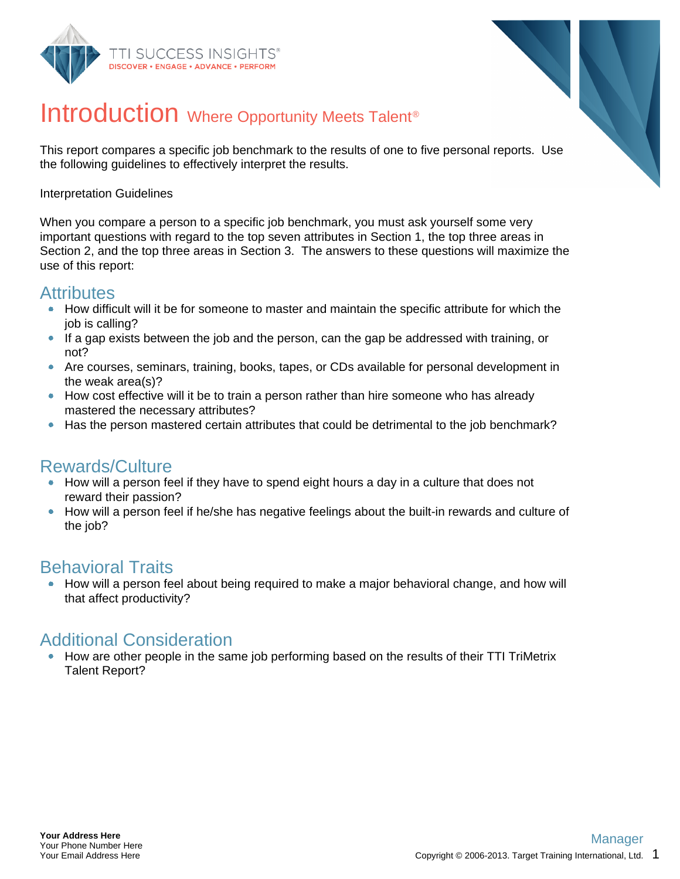# Introduction Where Opportunity Meets Talent®

This report compares a specific job benchmark to the results of one to five personal reports. Use the following guidelines to effectively interpret the results.

Interpretation Guidelines

When you compare a person to a specific job benchmark, you must ask yourself some very important questions with regard to the top seven attributes in Section 1, the top three areas in Section 2, and the top three areas in Section 3. The answers to these questions will maximize the use of this report:

## Attributes

- How difficult will it be for someone to master and maintain the specific attribute for which the job is calling?
- If a gap exists between the job and the person, can the gap be addressed with training, or not?
- Are courses, seminars, training, books, tapes, or CDs available for personal development in the weak area(s)?
- How cost effective will it be to train a person rather than hire someone who has already mastered the necessary attributes?
- Has the person mastered certain attributes that could be detrimental to the job benchmark?

## Rewards/Culture

- How will a person feel if they have to spend eight hours a day in a culture that does not reward their passion?
- How will a person feel if he/she has negative feelings about the built-in rewards and culture of the job?

## Behavioral Traits

- How will a person feel about being required to make a major behavioral change, and how will that affect productivity?

## Additional Consideration

- How are other people in the same job performing based on the results of their TTI TriMetrix Talent Report?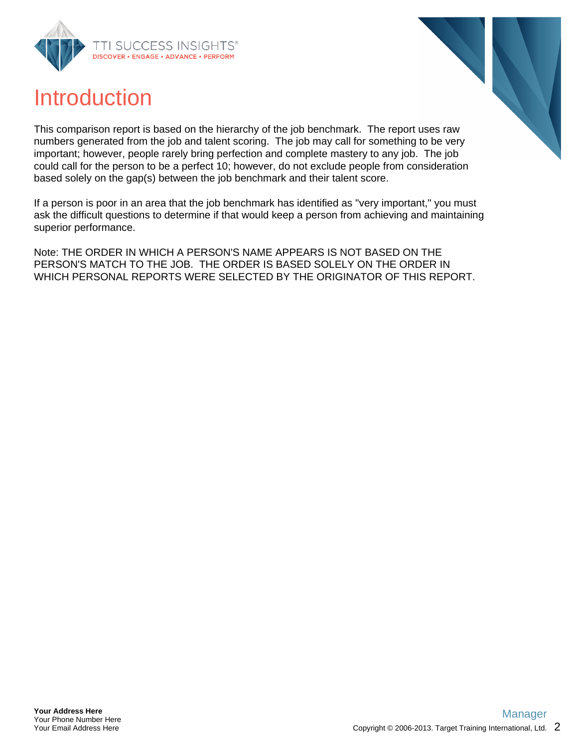# Introduction

This comparison report is based on the hierarchy of the job benchmark. The report uses raw numbers generated from the job and talent scoring. The job may call for something to be very important; however, people rarely bring perfection and complete mastery to any job. The job could call for the person to be a perfect 10; however, do not exclude people from consideration based solely on the gap(s) between the job benchmark and their talent score.

If a person is poor in an area that the job benchmark has identified as "very important," you must ask the difficult questions to determine if that would keep a person from achieving and maintaining superior performance.

Note: THE ORDER IN WHICH A PERSON'S NAME APPEARS IS NOT BASED ON THE PERSON'S MATCH TO THE JOB. THE ORDER IS BASED SOLELY ON THE ORDER IN WHICH PERSONAL REPORTS WERE SELECTED BY THE ORIGINATOR OF THIS REPORT.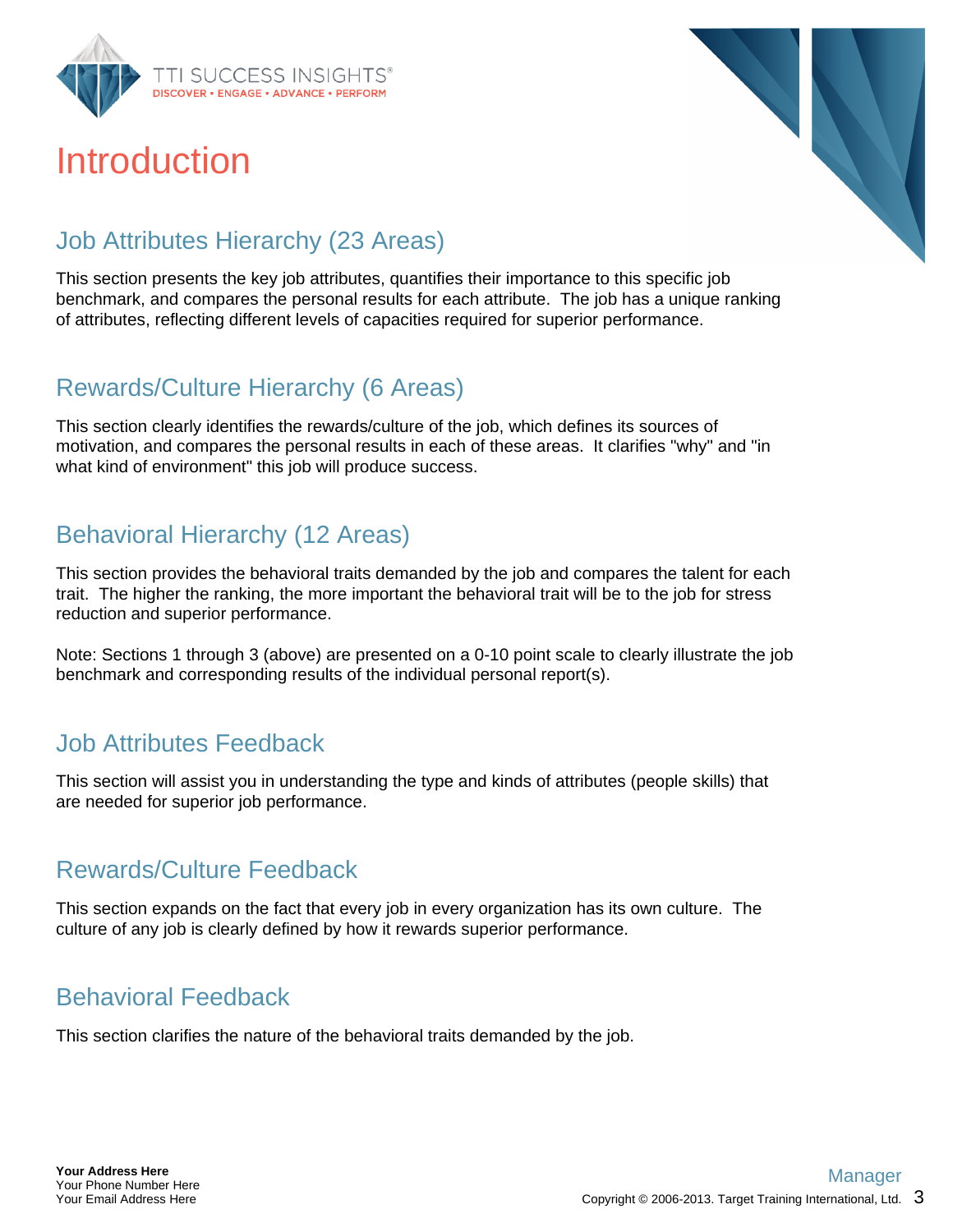# Introduction

## Job Attributes Hierarchy (23 Areas)

This section presents the key job attributes, quantifies their importance to this specific job benchmark, and compares the personal results for each attribute. The job has a unique ranking of attributes, reflecting different levels of capacities required for superior performance.

## Rewards/Culture Hierarchy (6 Areas)

This section clearly identifies the rewards/culture of the job, which defines its sources of motivation, and compares the personal results in each of these areas. It clarifies "why" and "in what kind of environment" this job will produce success.

## Behavioral Hierarchy (12 Areas)

This section provides the behavioral traits demanded by the job and compares the talent for each trait. The higher the ranking, the more important the behavioral trait will be to the job for stress reduction and superior performance.

Note: Sections 1 through 3 (above) are presented on a 0-10 point scale to clearly illustrate the job benchmark and corresponding results of the individual personal report(s).

## Job Attributes Feedback

This section will assist you in understanding the type and kinds of attributes (people skills) that are needed for superior job performance.

## Rewards/Culture Feedback

This section expands on the fact that every job in every organization has its own culture. The culture of any job is clearly defined by how it rewards superior performance.

## Behavioral Feedback

This section clarifies the nature of the behavioral traits demanded by the job.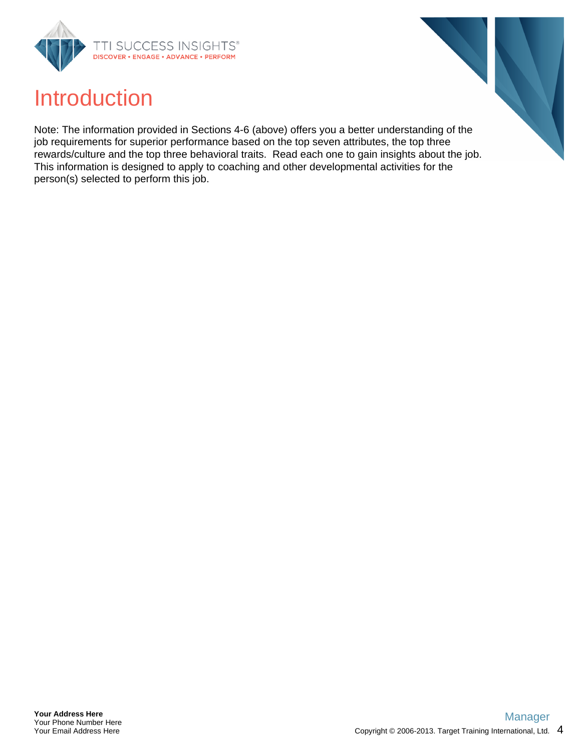# Introduction

Note: The information provided in Sections 4-6 (above) offers you a better understanding of the job requirements for superior performance based on the top seven attributes, the top three rewards/culture and the top three behavioral traits. Read each one to gain insights about the job. This information is designed to apply to coaching and other developmental activities for the person(s) selected to perform this job.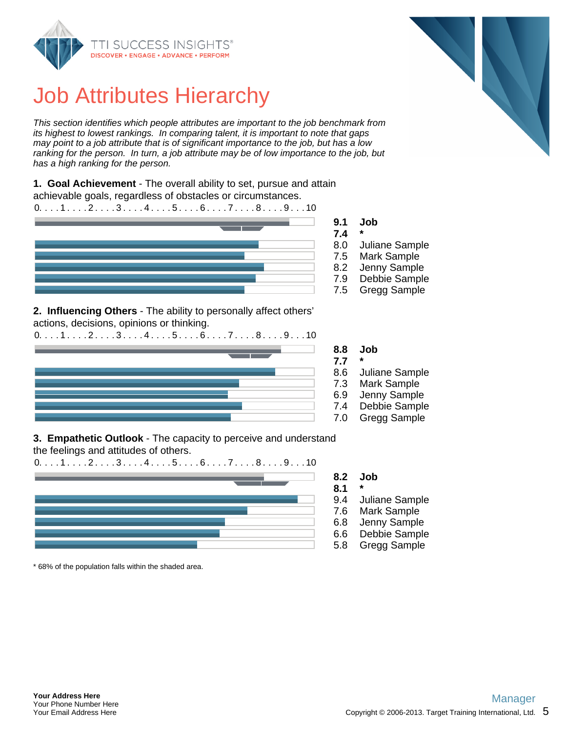# Job Attributes Hierarchy

*This section identifies which people attributes are important to the job benchmark from its highest to lowest rankings. In comparing talent, it is important to note that gaps may point to a job attribute that is of significant importance to the job, but has a low ranking for the person. In turn, a job attribute may be of low importance to the job, but has a high ranking for the person.*

**1. Goal Achievement** - The overall ability to set, pursue and attain achievable goals, regardless of obstacles or circumstances.

| Score | |
|---|---|
| **9.1** | **Job** |
| **7.4** | **\*** |
| 8.0 | Juliane Sample |
| 7.5 | Mark Sample |
| 8.2 | Jenny Sample |
| 7.9 | Debbie Sample |
| 7.5 | Gregg Sample |

**2. Influencing Others** - The ability to personally affect others' actions, decisions, opinions or thinking.

| Score | |
|---|---|
| **8.8** | **Job** |
| **7.7** | **\*** |
| 8.6 | Juliane Sample |
| 7.3 | Mark Sample |
| 6.9 | Jenny Sample |
| 7.4 | Debbie Sample |
| 7.0 | Gregg Sample |

**3. Empathetic Outlook** - The capacity to perceive and understand the feelings and attitudes of others.

| Score | |
|---|---|
| **8.2** | **Job** |
| **8.1** | **\*** |
| 9.4 | Juliane Sample |
| 7.6 | Mark Sample |
| 6.8 | Jenny Sample |
| 6.6 | Debbie Sample |
| 5.8 | Gregg Sample |

\* 68% of the population falls within the shaded area.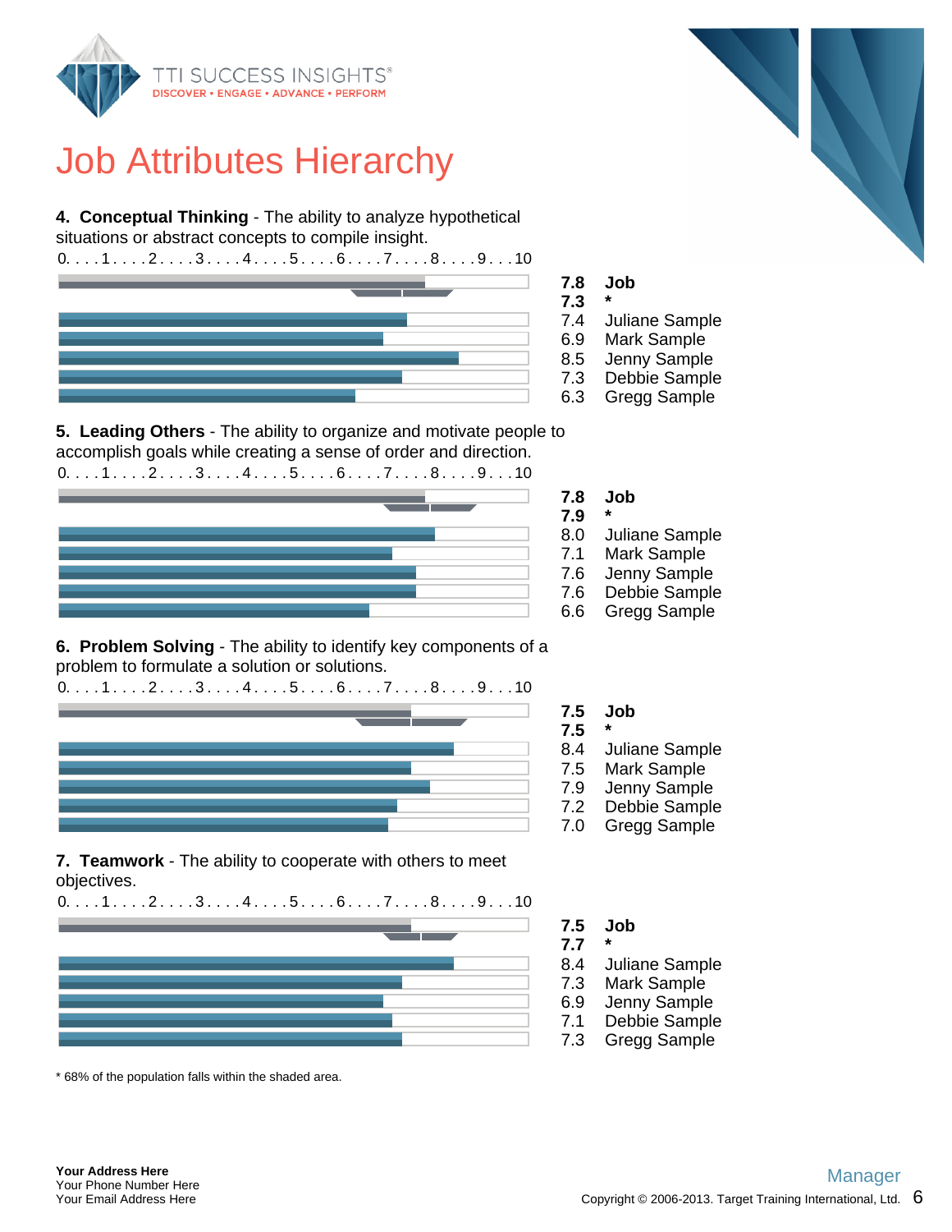# Job Attributes Hierarchy

**4. Conceptual Thinking** - The ability to analyze hypothetical situations or abstract concepts to compile insight.

0. . . .1. . . .2. . . .3. . . .4. . . .5. . . .6. . . .7. . . .8. . . .9. . . 10

| Score | Name |
|---|---|
| **7.8** | **Job** |
| **7.3** | ***** |
| 7.4 | Juliane Sample |
| 6.9 | Mark Sample |
| 8.5 | Jenny Sample |
| 7.3 | Debbie Sample |
| 6.3 | Gregg Sample |

**5. Leading Others** - The ability to organize and motivate people to accomplish goals while creating a sense of order and direction.

0. . . .1. . . .2. . . .3. . . .4. . . .5. . . .6. . . .7. . . .8. . . .9. . . 10

| Score | Name |
|---|---|
| **7.8** | **Job** |
| **7.9** | ***** |
| 8.0 | Juliane Sample |
| 7.1 | Mark Sample |
| 7.6 | Jenny Sample |
| 7.6 | Debbie Sample |
| 6.6 | Gregg Sample |

**6. Problem Solving** - The ability to identify key components of a problem to formulate a solution or solutions.

0. . . .1. . . .2. . . .3. . . .4. . . .5. . . .6. . . .7. . . .8. . . .9. . . 10

| Score | Name |
|---|---|
| **7.5** | **Job** |
| **7.5** | ***** |
| 8.4 | Juliane Sample |
| 7.5 | Mark Sample |
| 7.9 | Jenny Sample |
| 7.2 | Debbie Sample |
| 7.0 | Gregg Sample |

**7. Teamwork** - The ability to cooperate with others to meet objectives.

0. . . .1. . . .2. . . .3. . . .4. . . .5. . . .6. . . .7. . . .8. . . .9. . . 10

| Score | Name |
|---|---|
| **7.5** | **Job** |
| **7.7** | ***** |
| 8.4 | Juliane Sample |
| 7.3 | Mark Sample |
| 6.9 | Jenny Sample |
| 7.1 | Debbie Sample |
| 7.3 | Gregg Sample |

* 68% of the population falls within the shaded area.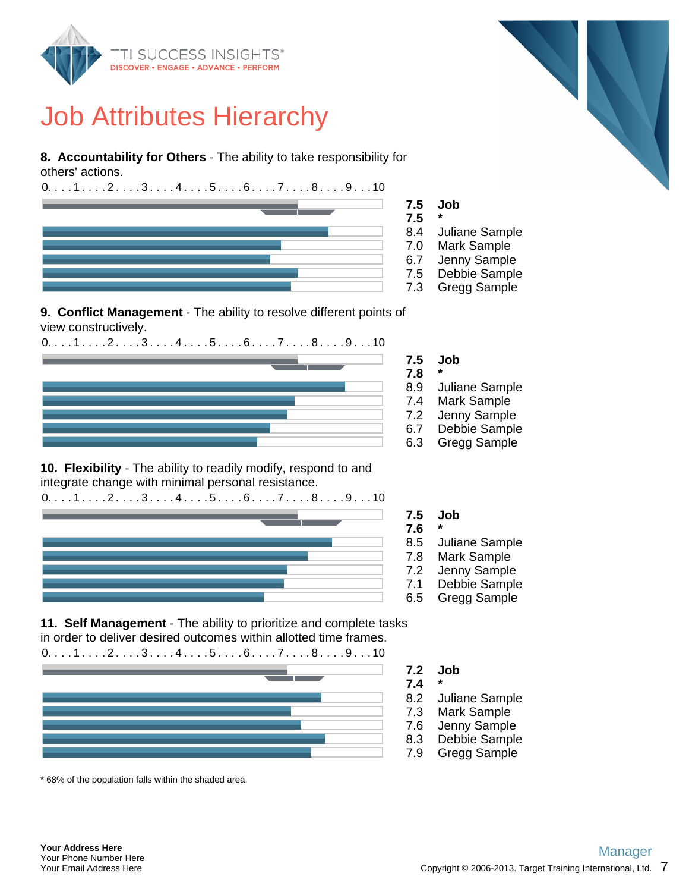# Job Attributes Hierarchy

**8. Accountability for Others** - The ability to take responsibility for others' actions.

| Score | Name |
|---|---|
| **7.5** | **Job** |
| **7.5** | ***** |
| 8.4 | Juliane Sample |
| 7.0 | Mark Sample |
| 6.7 | Jenny Sample |
| 7.5 | Debbie Sample |
| 7.3 | Gregg Sample |

**9. Conflict Management** - The ability to resolve different points of view constructively.

| Score | Name |
|---|---|
| **7.5** | **Job** |
| **7.8** | ***** |
| 8.9 | Juliane Sample |
| 7.4 | Mark Sample |
| 7.2 | Jenny Sample |
| 6.7 | Debbie Sample |
| 6.3 | Gregg Sample |

**10. Flexibility** - The ability to readily modify, respond to and integrate change with minimal personal resistance.

| Score | Name |
|---|---|
| **7.5** | **Job** |
| **7.6** | ***** |
| 8.5 | Juliane Sample |
| 7.8 | Mark Sample |
| 7.2 | Jenny Sample |
| 7.1 | Debbie Sample |
| 6.5 | Gregg Sample |

**11. Self Management** - The ability to prioritize and complete tasks in order to deliver desired outcomes within allotted time frames.

| Score | Name |
|---|---|
| **7.2** | **Job** |
| **7.4** | ***** |
| 8.2 | Juliane Sample |
| 7.3 | Mark Sample |
| 7.6 | Jenny Sample |
| 8.3 | Debbie Sample |
| 7.9 | Gregg Sample |

* 68% of the population falls within the shaded area.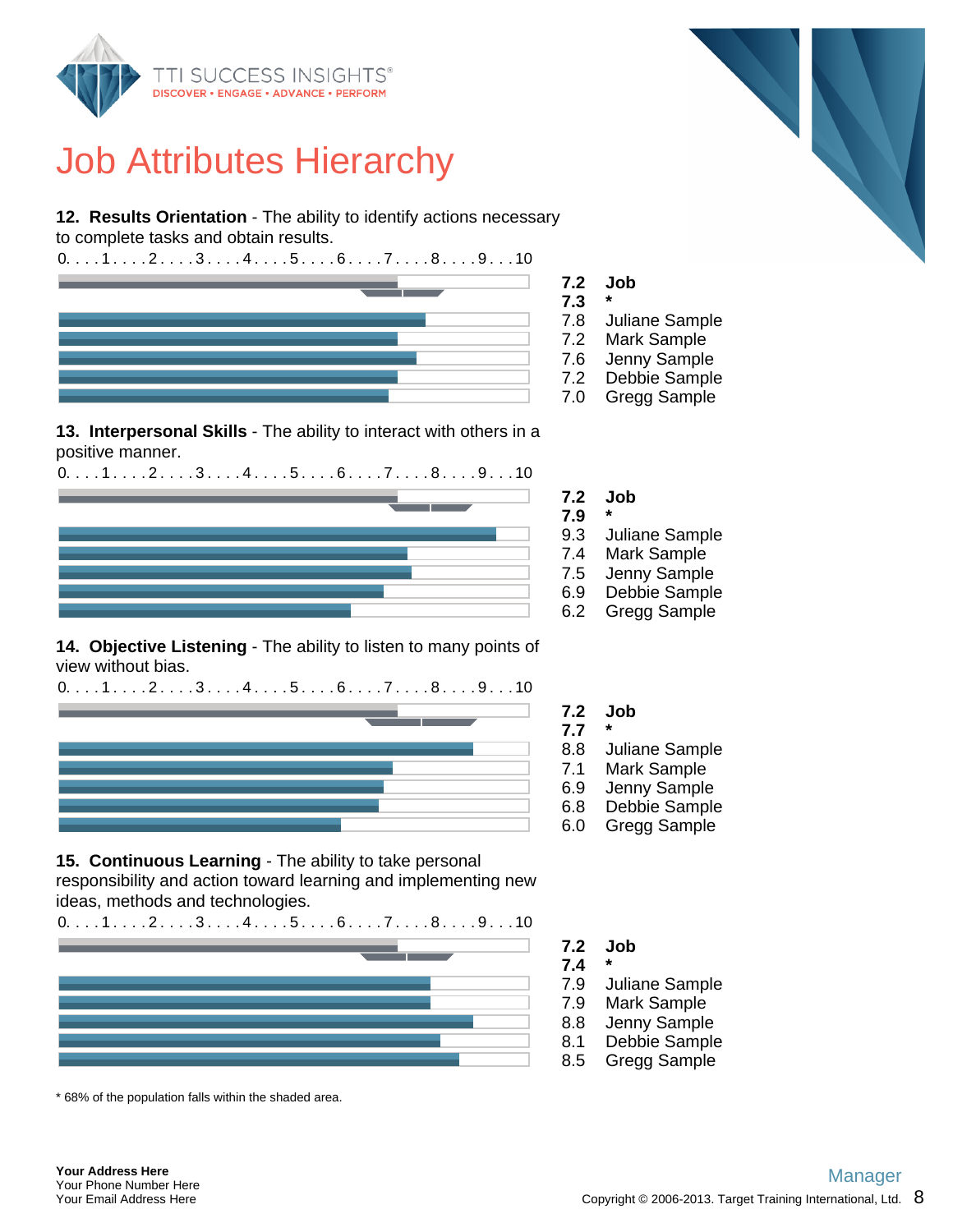# Job Attributes Hierarchy

**12. Results Orientation** - The ability to identify actions necessary to complete tasks and obtain results.

| Score | Name |
|---|---|
| **7.2** | **Job** |
| **7.3** | **\*** |
| 7.8 | Juliane Sample |
| 7.2 | Mark Sample |
| 7.6 | Jenny Sample |
| 7.2 | Debbie Sample |
| 7.0 | Gregg Sample |

**13. Interpersonal Skills** - The ability to interact with others in a positive manner.

| Score | Name |
|---|---|
| **7.2** | **Job** |
| **7.9** | **\*** |
| 9.3 | Juliane Sample |
| 7.4 | Mark Sample |
| 7.5 | Jenny Sample |
| 6.9 | Debbie Sample |
| 6.2 | Gregg Sample |

**14. Objective Listening** - The ability to listen to many points of view without bias.

| Score | Name |
|---|---|
| **7.2** | **Job** |
| **7.7** | **\*** |
| 8.8 | Juliane Sample |
| 7.1 | Mark Sample |
| 6.9 | Jenny Sample |
| 6.8 | Debbie Sample |
| 6.0 | Gregg Sample |

**15. Continuous Learning** - The ability to take personal responsibility and action toward learning and implementing new ideas, methods and technologies.

| Score | Name |
|---|---|
| **7.2** | **Job** |
| **7.4** | **\*** |
| 7.9 | Juliane Sample |
| 7.9 | Mark Sample |
| 8.8 | Jenny Sample |
| 8.1 | Debbie Sample |
| 8.5 | Gregg Sample |

\* 68% of the population falls within the shaded area.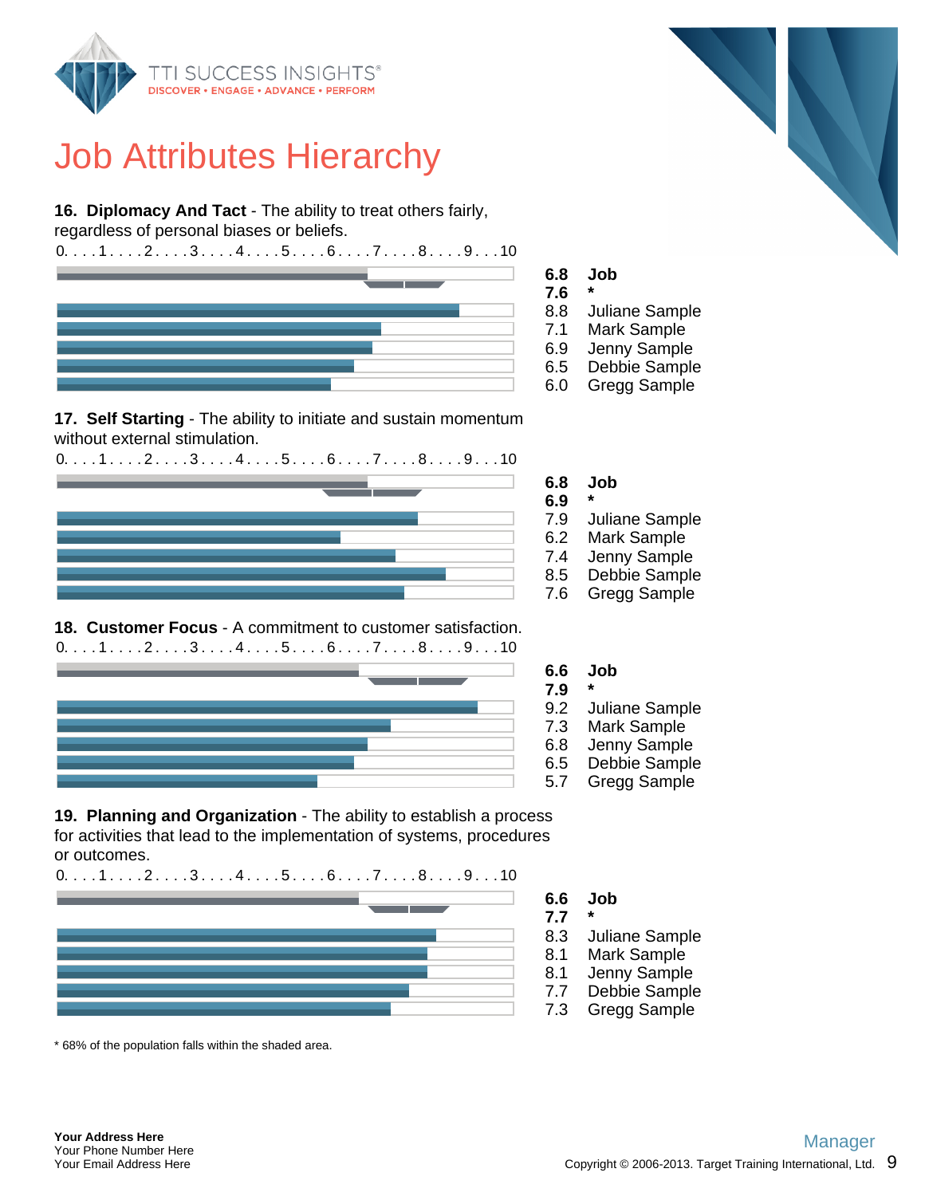# Job Attributes Hierarchy

**16. Diplomacy And Tact** - The ability to treat others fairly, regardless of personal biases or beliefs.

0. . . .1. . . .2. . . .3. . . .4. . . .5. . . .6. . . .7. . . .8. . . .9. . . 10

| Score | Name |
|---|---|
| **6.8** | **Job** |
| **7.6** | ***** |
| 8.8 | Juliane Sample |
| 7.1 | Mark Sample |
| 6.9 | Jenny Sample |
| 6.5 | Debbie Sample |
| 6.0 | Gregg Sample |

**17. Self Starting** - The ability to initiate and sustain momentum without external stimulation.

0. . . .1. . . .2. . . .3. . . .4. . . .5. . . .6. . . .7. . . .8. . . .9. . . 10

| Score | Name |
|---|---|
| **6.8** | **Job** |
| **6.9** | ***** |
| 7.9 | Juliane Sample |
| 6.2 | Mark Sample |
| 7.4 | Jenny Sample |
| 8.5 | Debbie Sample |
| 7.6 | Gregg Sample |

**18. Customer Focus** - A commitment to customer satisfaction.

0. . . .1. . . .2. . . .3. . . .4. . . .5. . . .6. . . .7. . . .8. . . .9. . . 10

| Score | Name |
|---|---|
| **6.6** | **Job** |
| **7.9** | ***** |
| 9.2 | Juliane Sample |
| 7.3 | Mark Sample |
| 6.8 | Jenny Sample |
| 6.5 | Debbie Sample |
| 5.7 | Gregg Sample |

**19. Planning and Organization** - The ability to establish a process for activities that lead to the implementation of systems, procedures or outcomes.

0. . . .1. . . .2. . . .3. . . .4. . . .5. . . .6. . . .7. . . .8. . . .9. . . 10

| Score | Name |
|---|---|
| **6.6** | **Job** |
| **7.7** | ***** |
| 8.3 | Juliane Sample |
| 8.1 | Mark Sample |
| 8.1 | Jenny Sample |
| 7.7 | Debbie Sample |
| 7.3 | Gregg Sample |

* 68% of the population falls within the shaded area.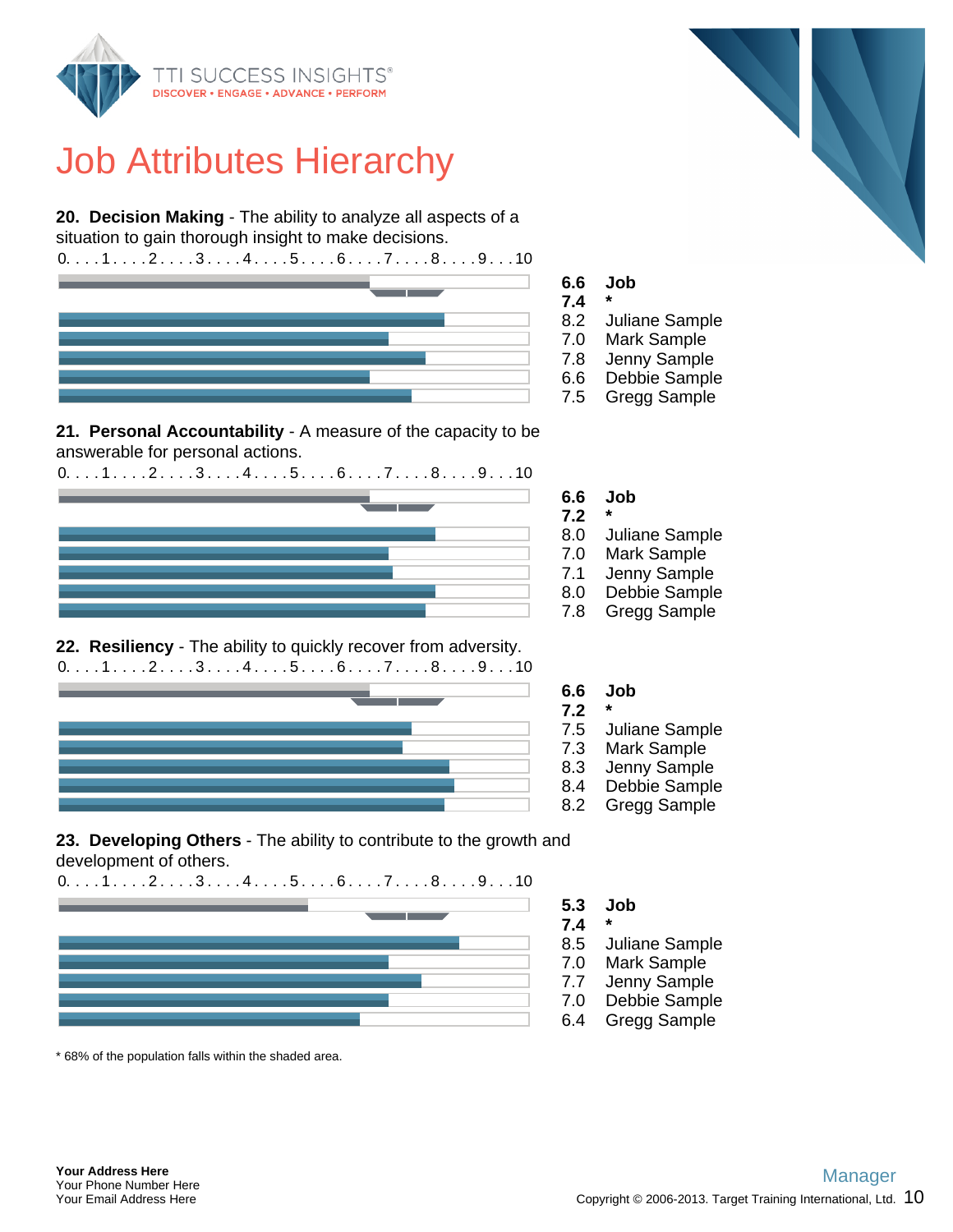# Job Attributes Hierarchy

**20. Decision Making** - The ability to analyze all aspects of a situation to gain thorough insight to make decisions.

| Score | Name |
|---|---|
| **6.6** | **Job** |
| **7.4** | ***** |
| 8.2 | Juliane Sample |
| 7.0 | Mark Sample |
| 7.8 | Jenny Sample |
| 6.6 | Debbie Sample |
| 7.5 | Gregg Sample |

**21. Personal Accountability** - A measure of the capacity to be answerable for personal actions.

| Score | Name |
|---|---|
| **6.6** | **Job** |
| **7.2** | ***** |
| 8.0 | Juliane Sample |
| 7.0 | Mark Sample |
| 7.1 | Jenny Sample |
| 8.0 | Debbie Sample |
| 7.8 | Gregg Sample |

**22. Resiliency** - The ability to quickly recover from adversity.

| Score | Name |
|---|---|
| **6.6** | **Job** |
| **7.2** | ***** |
| 7.5 | Juliane Sample |
| 7.3 | Mark Sample |
| 8.3 | Jenny Sample |
| 8.4 | Debbie Sample |
| 8.2 | Gregg Sample |

**23. Developing Others** - The ability to contribute to the growth and development of others.

| Score | Name |
|---|---|
| **5.3** | **Job** |
| **7.4** | ***** |
| 8.5 | Juliane Sample |
| 7.0 | Mark Sample |
| 7.7 | Jenny Sample |
| 7.0 | Debbie Sample |
| 6.4 | Gregg Sample |

* 68% of the population falls within the shaded area.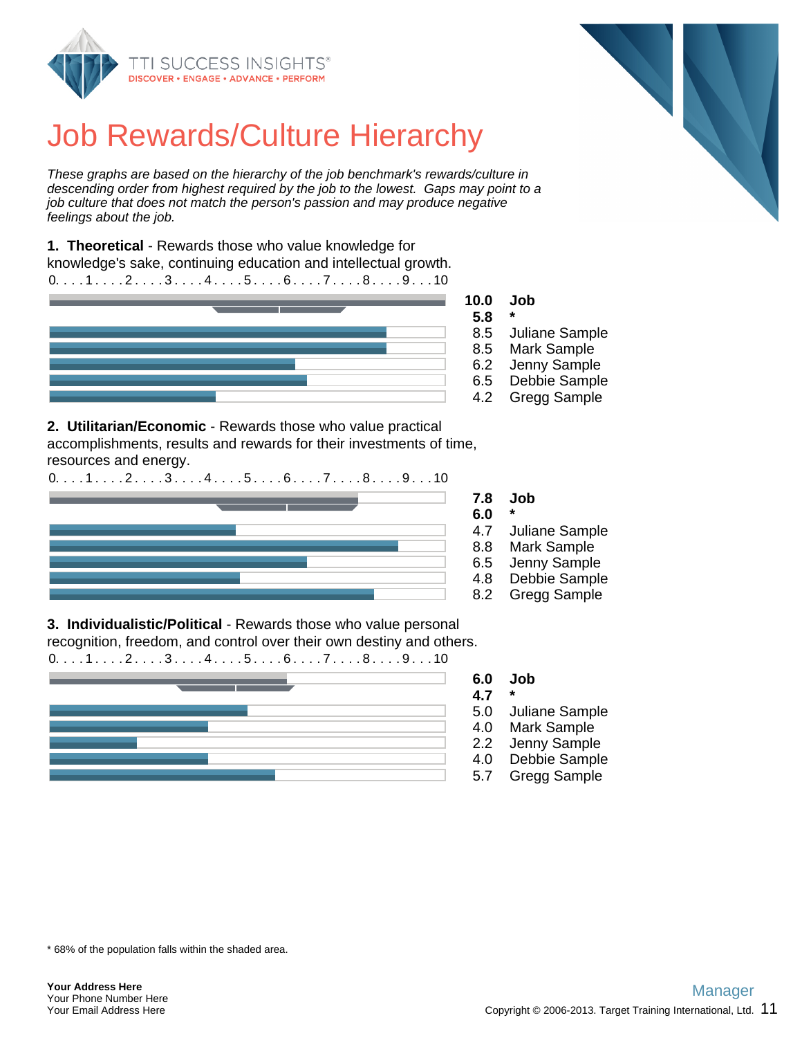# Job Rewards/Culture Hierarchy

*These graphs are based on the hierarchy of the job benchmark's rewards/culture in descending order from highest required by the job to the lowest. Gaps may point to a job culture that does not match the person's passion and may produce negative feelings about the job.*

**1. Theoretical** - Rewards those who value knowledge for knowledge's sake, continuing education and intellectual growth.

| Score | Name |
|---|---|
| **10.0** | **Job** |
| **5.8** | ***** |
| 8.5 | Juliane Sample |
| 8.5 | Mark Sample |
| 6.2 | Jenny Sample |
| 6.5 | Debbie Sample |
| 4.2 | Gregg Sample |

**2. Utilitarian/Economic** - Rewards those who value practical accomplishments, results and rewards for their investments of time, resources and energy.

| Score | Name |
|---|---|
| **7.8** | **Job** |
| **6.0** | ***** |
| 4.7 | Juliane Sample |
| 8.8 | Mark Sample |
| 6.5 | Jenny Sample |
| 4.8 | Debbie Sample |
| 8.2 | Gregg Sample |

**3. Individualistic/Political** - Rewards those who value personal recognition, freedom, and control over their own destiny and others.

| Score | Name |
|---|---|
| **6.0** | **Job** |
| **4.7** | ***** |
| 5.0 | Juliane Sample |
| 4.0 | Mark Sample |
| 2.2 | Jenny Sample |
| 4.0 | Debbie Sample |
| 5.7 | Gregg Sample |

* 68% of the population falls within the shaded area.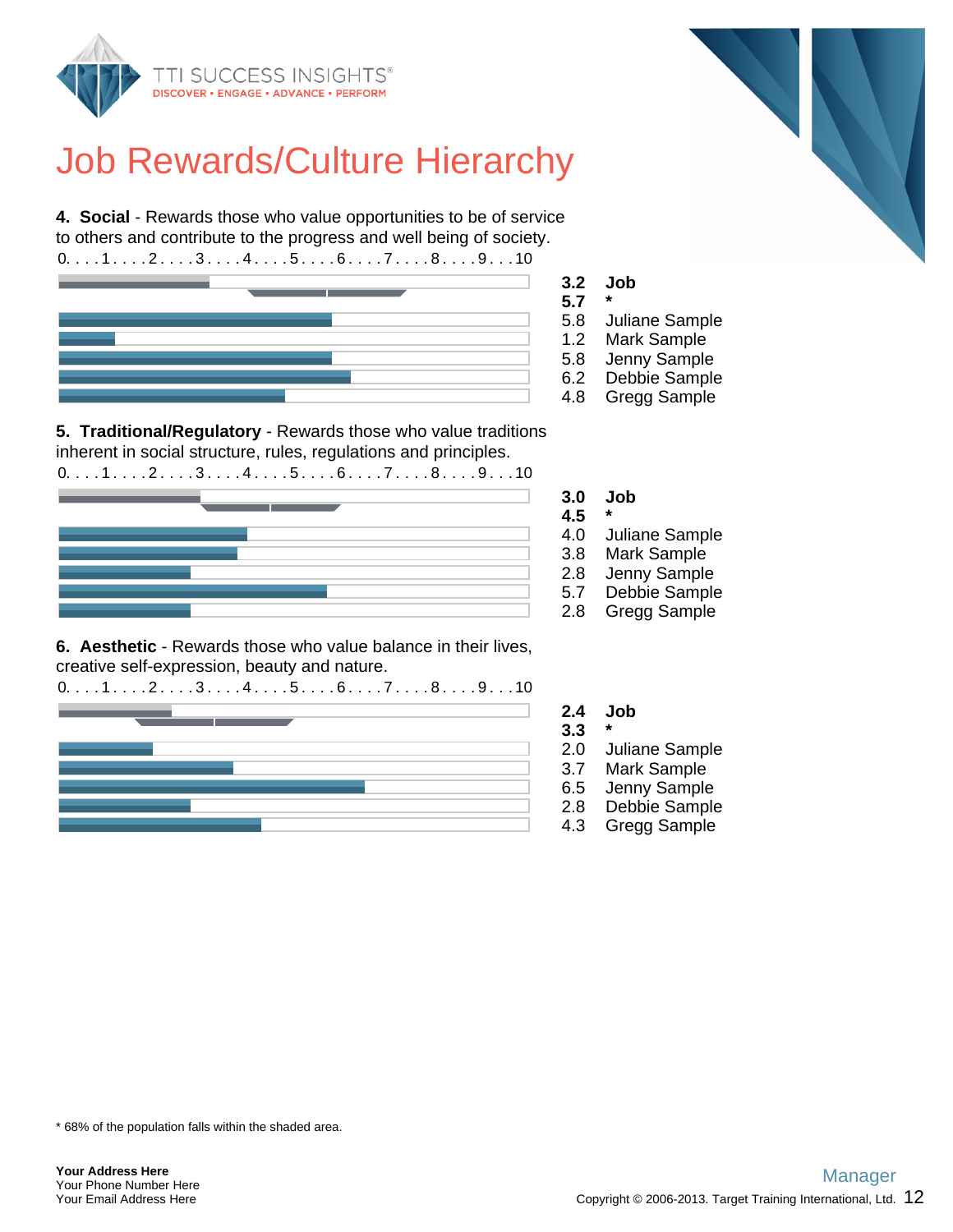# Job Rewards/Culture Hierarchy

**4. Social** - Rewards those who value opportunities to be of service to others and contribute to the progress and well being of society.

0. . . .1. . . .2. . . .3. . . .4. . . .5. . . .6. . . .7. . . .8. . . .9. . . .10

| Score | Name |
|---|---|
| **3.2** | **Job** |
| **5.7** | ***** |
| 5.8 | Juliane Sample |
| 1.2 | Mark Sample |
| 5.8 | Jenny Sample |
| 6.2 | Debbie Sample |
| 4.8 | Gregg Sample |

**5. Traditional/Regulatory** - Rewards those who value traditions inherent in social structure, rules, regulations and principles.

0. . . .1. . . .2. . . .3. . . .4. . . .5. . . .6. . . .7. . . .8. . . .9. . . .10

| Score | Name |
|---|---|
| **3.0** | **Job** |
| **4.5** | ***** |
| 4.0 | Juliane Sample |
| 3.8 | Mark Sample |
| 2.8 | Jenny Sample |
| 5.7 | Debbie Sample |
| 2.8 | Gregg Sample |

**6. Aesthetic** - Rewards those who value balance in their lives, creative self-expression, beauty and nature.

0. . . .1. . . .2. . . .3. . . .4. . . .5. . . .6. . . .7. . . .8. . . .9. . . .10

| Score | Name |
|---|---|
| **2.4** | **Job** |
| **3.3** | ***** |
| 2.0 | Juliane Sample |
| 3.7 | Mark Sample |
| 6.5 | Jenny Sample |
| 2.8 | Debbie Sample |
| 4.3 | Gregg Sample |

* 68% of the population falls within the shaded area.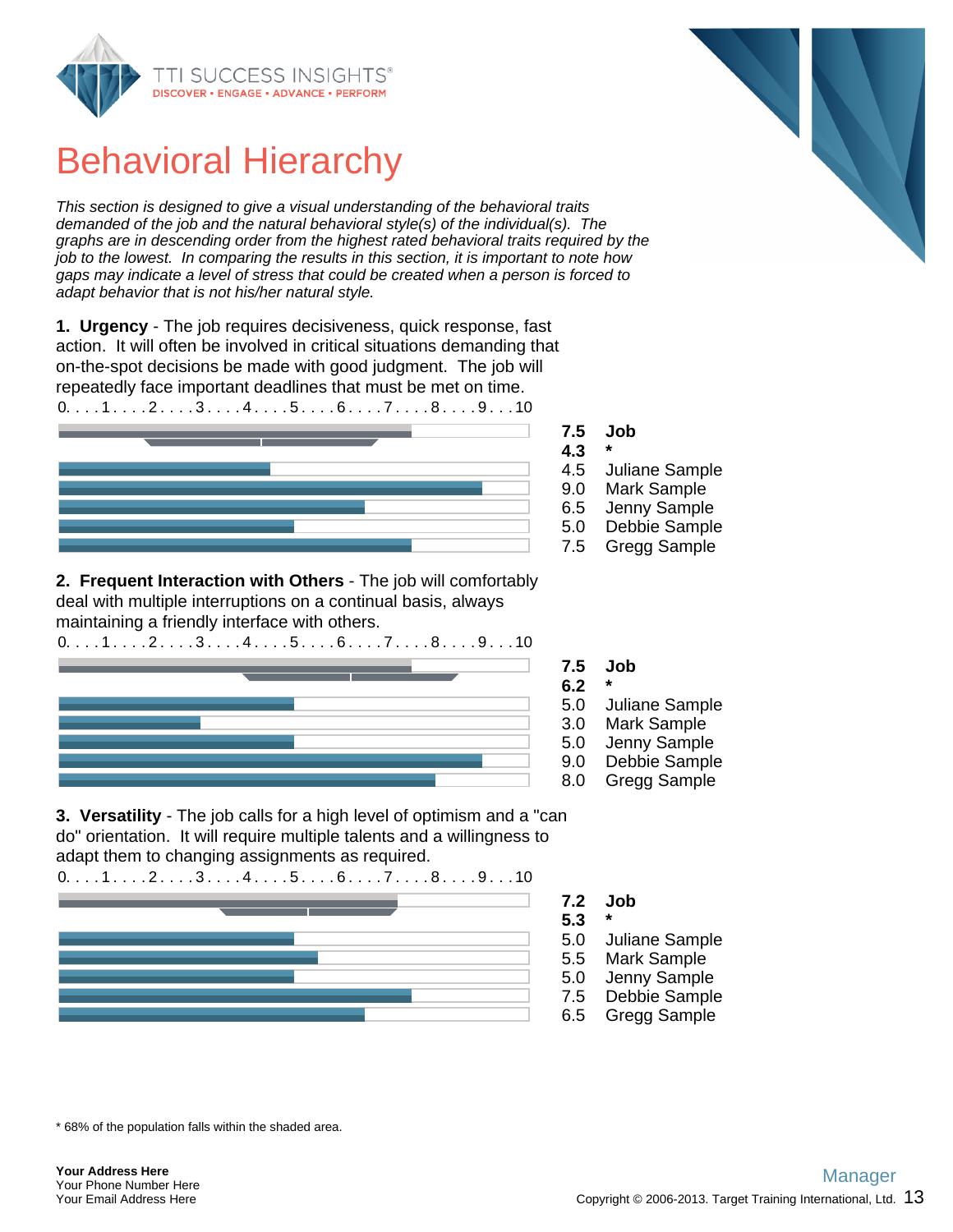# Behavioral Hierarchy

*This section is designed to give a visual understanding of the behavioral traits demanded of the job and the natural behavioral style(s) of the individual(s). The graphs are in descending order from the highest rated behavioral traits required by the job to the lowest. In comparing the results in this section, it is important to note how gaps may indicate a level of stress that could be created when a person is forced to adapt behavior that is not his/her natural style.*

**1. Urgency** - The job requires decisiveness, quick response, fast action. It will often be involved in critical situations demanding that on-the-spot decisions be made with good judgment. The job will repeatedly face important deadlines that must be met on time.

0. . . .1. . . .2. . . .3. . . .4. . . .5. . . .6. . . .7. . . .8. . . .9. . .10

| Score | Name |
|---|---|
| **7.5** | **Job** |
| **4.3** | ***** |
| 4.5 | Juliane Sample |
| 9.0 | Mark Sample |
| 6.5 | Jenny Sample |
| 5.0 | Debbie Sample |
| 7.5 | Gregg Sample |

**2. Frequent Interaction with Others** - The job will comfortably deal with multiple interruptions on a continual basis, always maintaining a friendly interface with others.

0. . . .1. . . .2. . . .3. . . .4. . . .5. . . .6. . . .7. . . .8. . . .9. . .10

| Score | Name |
|---|---|
| **7.5** | **Job** |
| **6.2** | ***** |
| 5.0 | Juliane Sample |
| 3.0 | Mark Sample |
| 5.0 | Jenny Sample |
| 9.0 | Debbie Sample |
| 8.0 | Gregg Sample |

**3. Versatility** - The job calls for a high level of optimism and a "can do" orientation. It will require multiple talents and a willingness to adapt them to changing assignments as required.

0. . . .1. . . .2. . . .3. . . .4. . . .5. . . .6. . . .7. . . .8. . . .9. . .10

| Score | Name |
|---|---|
| **7.2** | **Job** |
| **5.3** | ***** |
| 5.0 | Juliane Sample |
| 5.5 | Mark Sample |
| 5.0 | Jenny Sample |
| 7.5 | Debbie Sample |
| 6.5 | Gregg Sample |

* 68% of the population falls within the shaded area.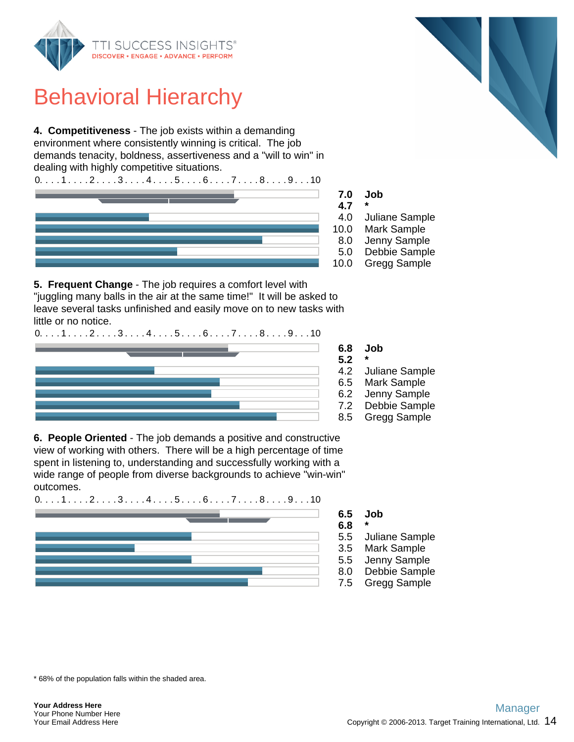# Behavioral Hierarchy

**4. Competitiveness** - The job exists within a demanding environment where consistently winning is critical. The job demands tenacity, boldness, assertiveness and a "will to win" in dealing with highly competitive situations.

| Score | Name |
|---|---|
| **7.0** | **Job** |
| **4.7** | ***** |
| 4.0 | Juliane Sample |
| 10.0 | Mark Sample |
| 8.0 | Jenny Sample |
| 5.0 | Debbie Sample |
| 10.0 | Gregg Sample |

**5. Frequent Change** - The job requires a comfort level with "juggling many balls in the air at the same time!" It will be asked to leave several tasks unfinished and easily move on to new tasks with little or no notice.

| Score | Name |
|---|---|
| **6.8** | **Job** |
| **5.2** | ***** |
| 4.2 | Juliane Sample |
| 6.5 | Mark Sample |
| 6.2 | Jenny Sample |
| 7.2 | Debbie Sample |
| 8.5 | Gregg Sample |

**6. People Oriented** - The job demands a positive and constructive view of working with others. There will be a high percentage of time spent in listening to, understanding and successfully working with a wide range of people from diverse backgrounds to achieve "win-win" outcomes.

| Score | Name |
|---|---|
| **6.5** | **Job** |
| **6.8** | ***** |
| 5.5 | Juliane Sample |
| 3.5 | Mark Sample |
| 5.5 | Jenny Sample |
| 8.0 | Debbie Sample |
| 7.5 | Gregg Sample |

* 68% of the population falls within the shaded area.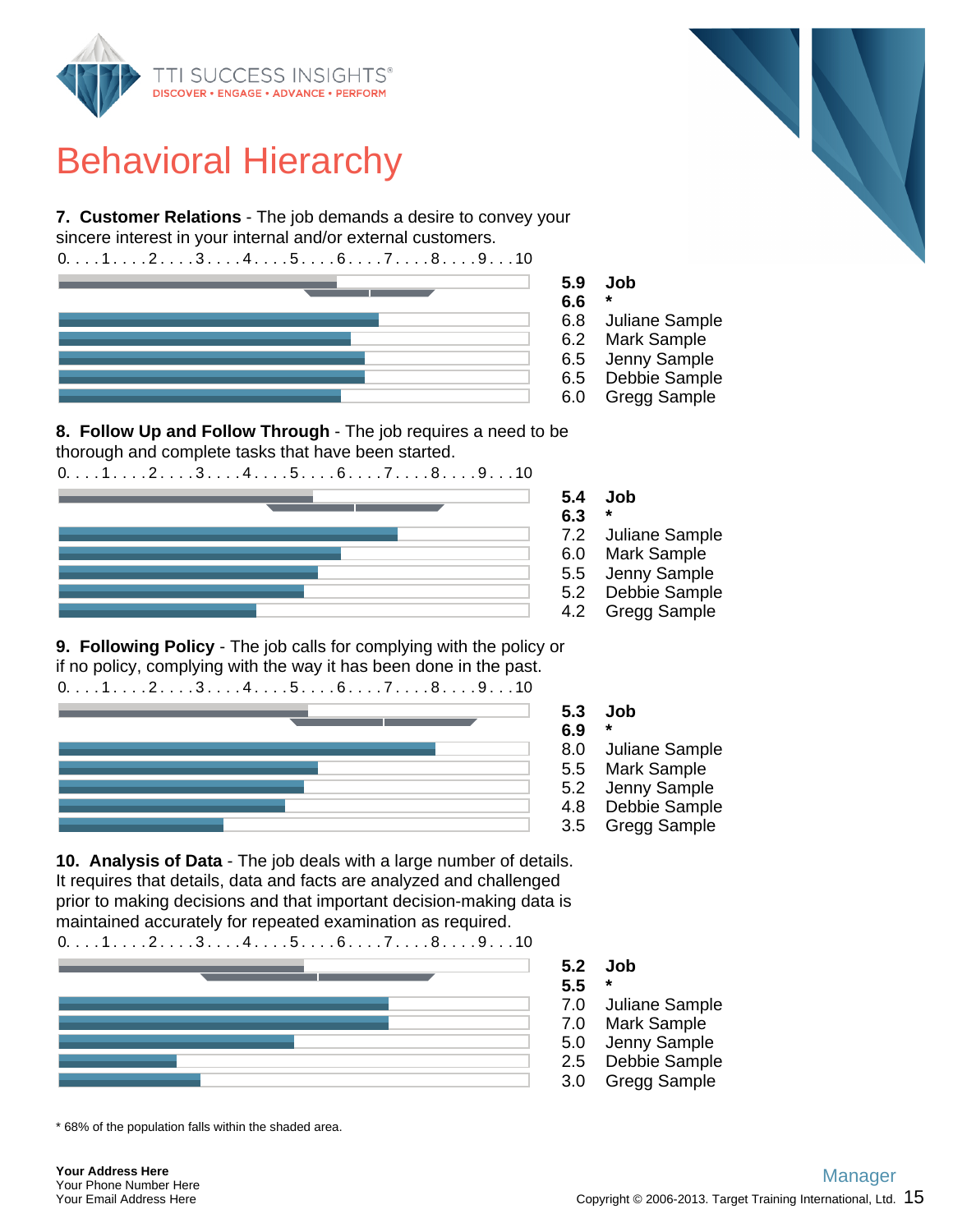# Behavioral Hierarchy

**7. Customer Relations** - The job demands a desire to convey your sincere interest in your internal and/or external customers.

0. . . .1. . . .2. . . .3. . . .4. . . .5. . . .6. . . .7. . . .8. . . .9. . .10

| Score | Name |
|---|---|
| **5.9** | **Job** |
| **6.6** | ***** |
| 6.8 | Juliane Sample |
| 6.2 | Mark Sample |
| 6.5 | Jenny Sample |
| 6.5 | Debbie Sample |
| 6.0 | Gregg Sample |

**8. Follow Up and Follow Through** - The job requires a need to be thorough and complete tasks that have been started.

0. . . .1. . . .2. . . .3. . . .4. . . .5. . . .6. . . .7. . . .8. . . .9. . .10

| Score | Name |
|---|---|
| **5.4** | **Job** |
| **6.3** | ***** |
| 7.2 | Juliane Sample |
| 6.0 | Mark Sample |
| 5.5 | Jenny Sample |
| 5.2 | Debbie Sample |
| 4.2 | Gregg Sample |

**9. Following Policy** - The job calls for complying with the policy or if no policy, complying with the way it has been done in the past.

0. . . .1. . . .2. . . .3. . . .4. . . .5. . . .6. . . .7. . . .8. . . .9. . .10

| Score | Name |
|---|---|
| **5.3** | **Job** |
| **6.9** | ***** |
| 8.0 | Juliane Sample |
| 5.5 | Mark Sample |
| 5.2 | Jenny Sample |
| 4.8 | Debbie Sample |
| 3.5 | Gregg Sample |

**10. Analysis of Data** - The job deals with a large number of details. It requires that details, data and facts are analyzed and challenged prior to making decisions and that important decision-making data is maintained accurately for repeated examination as required.

0. . . .1. . . .2. . . .3. . . .4. . . .5. . . .6. . . .7. . . .8. . . .9. . .10

| Score | Name |
|---|---|
| **5.2** | **Job** |
| **5.5** | ***** |
| 7.0 | Juliane Sample |
| 7.0 | Mark Sample |
| 5.0 | Jenny Sample |
| 2.5 | Debbie Sample |
| 3.0 | Gregg Sample |

* 68% of the population falls within the shaded area.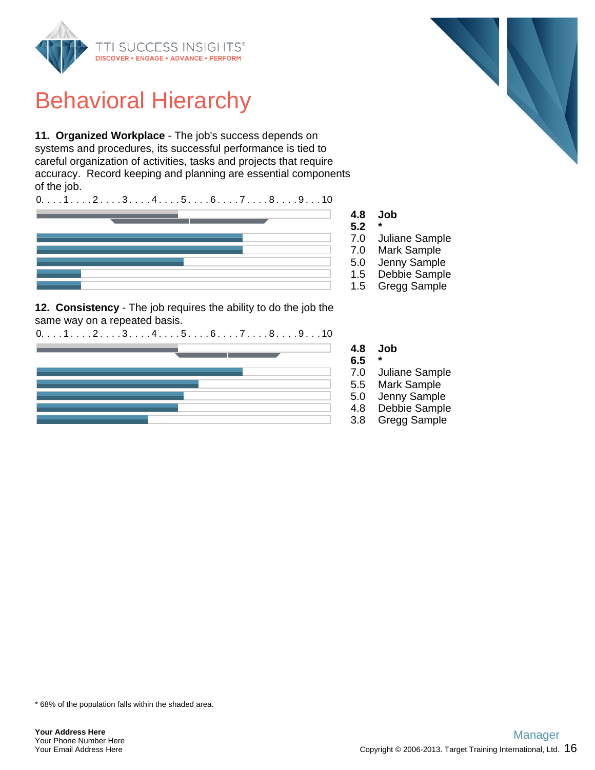# Behavioral Hierarchy

**11. Organized Workplace** - The job's success depends on systems and procedures, its successful performance is tied to careful organization of activities, tasks and projects that require accuracy. Record keeping and planning are essential components of the job.

0. . . .1. . . .2. . . .3. . . .4. . . .5. . . .6. . . .7. . . .8. . . .9. . .10

| Score | Name |
|---|---|
| **4.8** | **Job** |
| **5.2** | ***** |
| 7.0 | Juliane Sample |
| 7.0 | Mark Sample |
| 5.0 | Jenny Sample |
| 1.5 | Debbie Sample |
| 1.5 | Gregg Sample |

**12. Consistency** - The job requires the ability to do the job the same way on a repeated basis.

0. . . .1. . . .2. . . .3. . . .4. . . .5. . . .6. . . .7. . . .8. . . .9. . .10

| Score | Name |
|---|---|
| **4.8** | **Job** |
| **6.5** | ***** |
| 7.0 | Juliane Sample |
| 5.5 | Mark Sample |
| 5.0 | Jenny Sample |
| 4.8 | Debbie Sample |
| 3.8 | Gregg Sample |

* 68% of the population falls within the shaded area.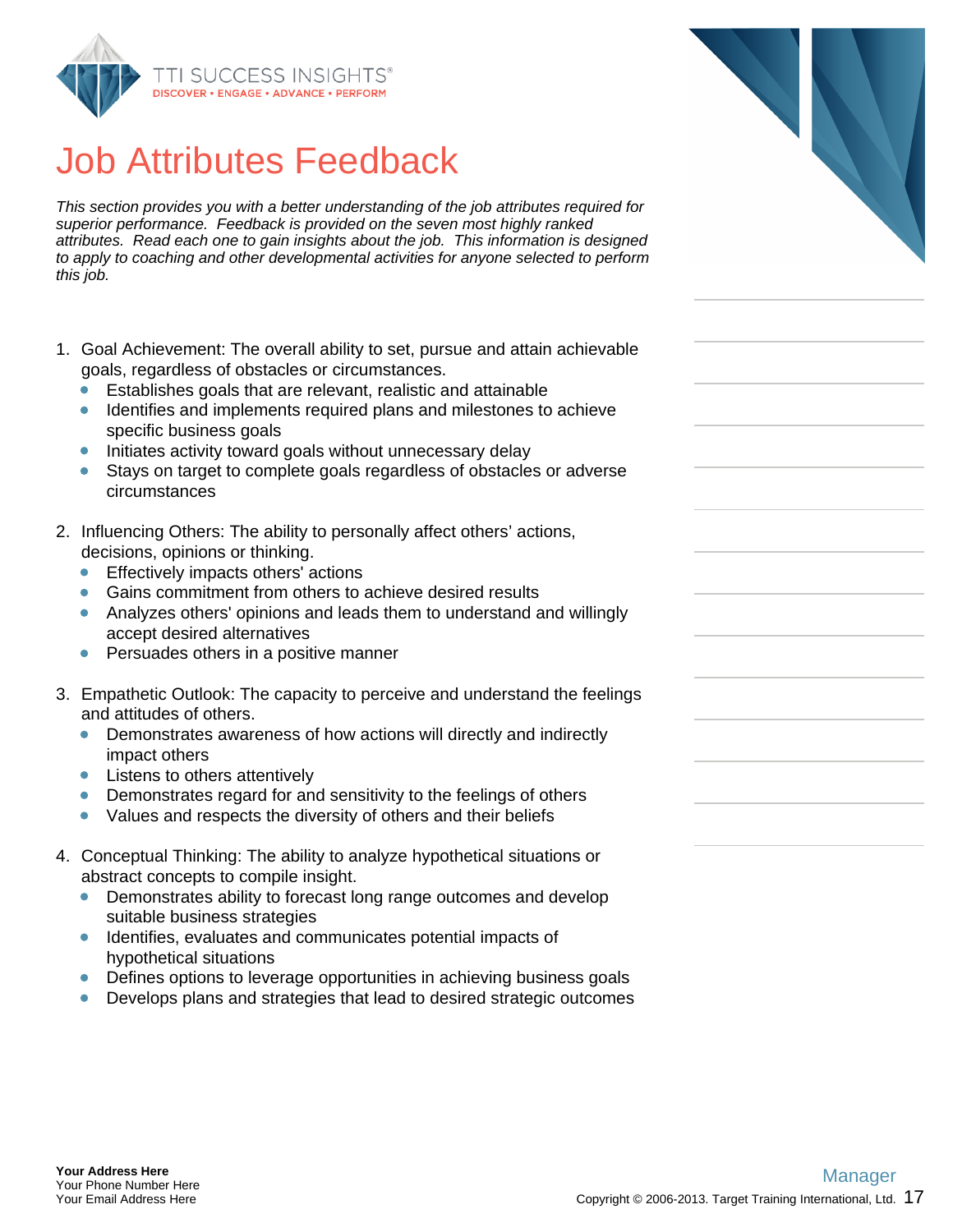# Job Attributes Feedback

*This section provides you with a better understanding of the job attributes required for superior performance. Feedback is provided on the seven most highly ranked attributes. Read each one to gain insights about the job. This information is designed to apply to coaching and other developmental activities for anyone selected to perform this job.*

1. Goal Achievement: The overall ability to set, pursue and attain achievable goals, regardless of obstacles or circumstances.
   - Establishes goals that are relevant, realistic and attainable
   - Identifies and implements required plans and milestones to achieve specific business goals
   - Initiates activity toward goals without unnecessary delay
   - Stays on target to complete goals regardless of obstacles or adverse circumstances

2. Influencing Others: The ability to personally affect others' actions, decisions, opinions or thinking.
   - Effectively impacts others' actions
   - Gains commitment from others to achieve desired results
   - Analyzes others' opinions and leads them to understand and willingly accept desired alternatives
   - Persuades others in a positive manner

3. Empathetic Outlook: The capacity to perceive and understand the feelings and attitudes of others.
   - Demonstrates awareness of how actions will directly and indirectly impact others
   - Listens to others attentively
   - Demonstrates regard for and sensitivity to the feelings of others
   - Values and respects the diversity of others and their beliefs

4. Conceptual Thinking: The ability to analyze hypothetical situations or abstract concepts to compile insight.
   - Demonstrates ability to forecast long range outcomes and develop suitable business strategies
   - Identifies, evaluates and communicates potential impacts of hypothetical situations
   - Defines options to leverage opportunities in achieving business goals
   - Develops plans and strategies that lead to desired strategic outcomes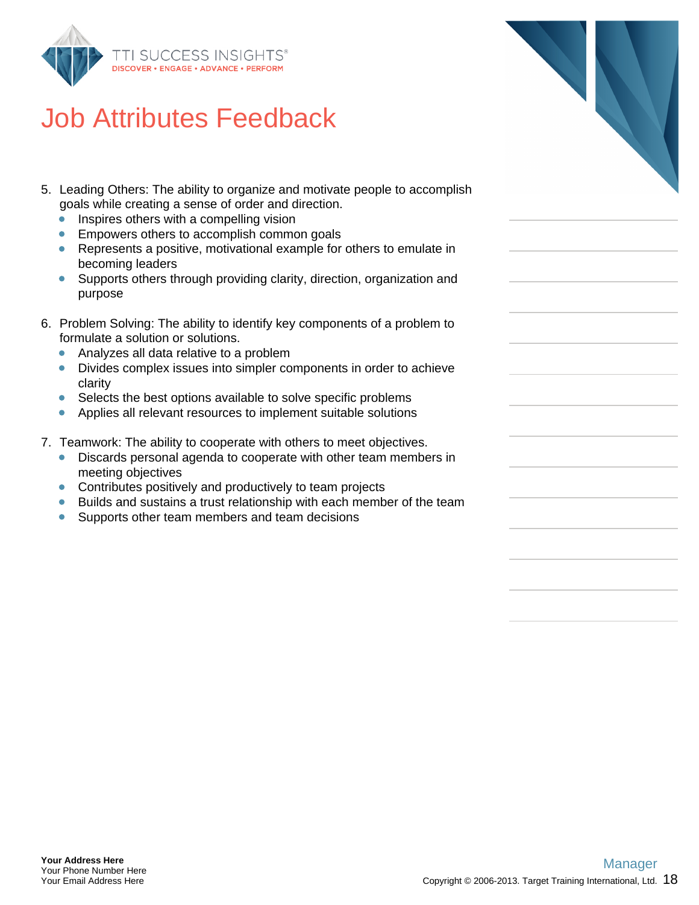# Job Attributes Feedback

5. Leading Others: The ability to organize and motivate people to accomplish goals while creating a sense of order and direction.
   - Inspires others with a compelling vision
   - Empowers others to accomplish common goals
   - Represents a positive, motivational example for others to emulate in becoming leaders
   - Supports others through providing clarity, direction, organization and purpose

6. Problem Solving: The ability to identify key components of a problem to formulate a solution or solutions.
   - Analyzes all data relative to a problem
   - Divides complex issues into simpler components in order to achieve clarity
   - Selects the best options available to solve specific problems
   - Applies all relevant resources to implement suitable solutions

7. Teamwork: The ability to cooperate with others to meet objectives.
   - Discards personal agenda to cooperate with other team members in meeting objectives
   - Contributes positively and productively to team projects
   - Builds and sustains a trust relationship with each member of the team
   - Supports other team members and team decisions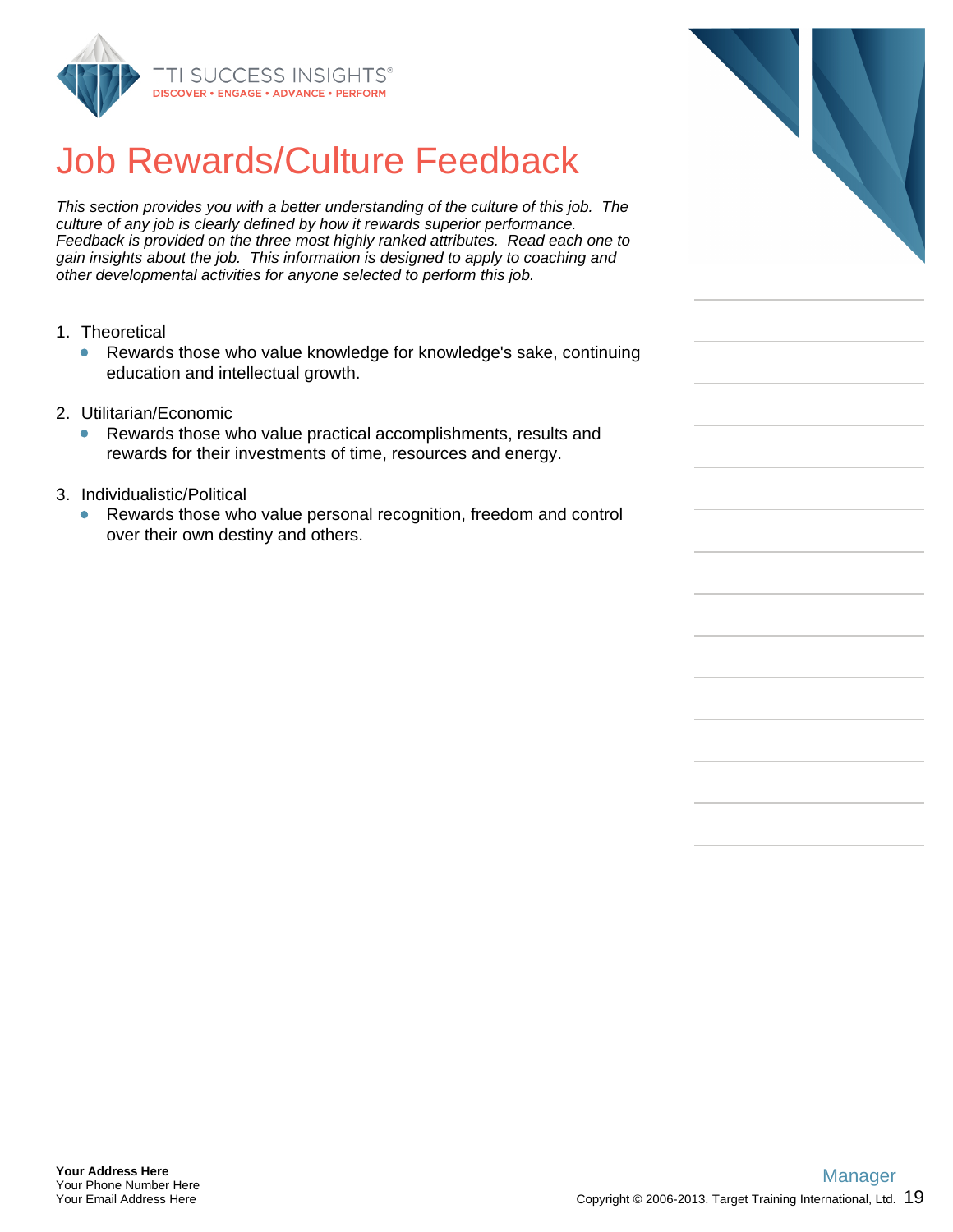# Job Rewards/Culture Feedback

*This section provides you with a better understanding of the culture of this job. The culture of any job is clearly defined by how it rewards superior performance. Feedback is provided on the three most highly ranked attributes. Read each one to gain insights about the job. This information is designed to apply to coaching and other developmental activities for anyone selected to perform this job.*

1. Theoretical
   - Rewards those who value knowledge for knowledge's sake, continuing education and intellectual growth.

2. Utilitarian/Economic
   - Rewards those who value practical accomplishments, results and rewards for their investments of time, resources and energy.

3. Individualistic/Political
   - Rewards those who value personal recognition, freedom and control over their own destiny and others.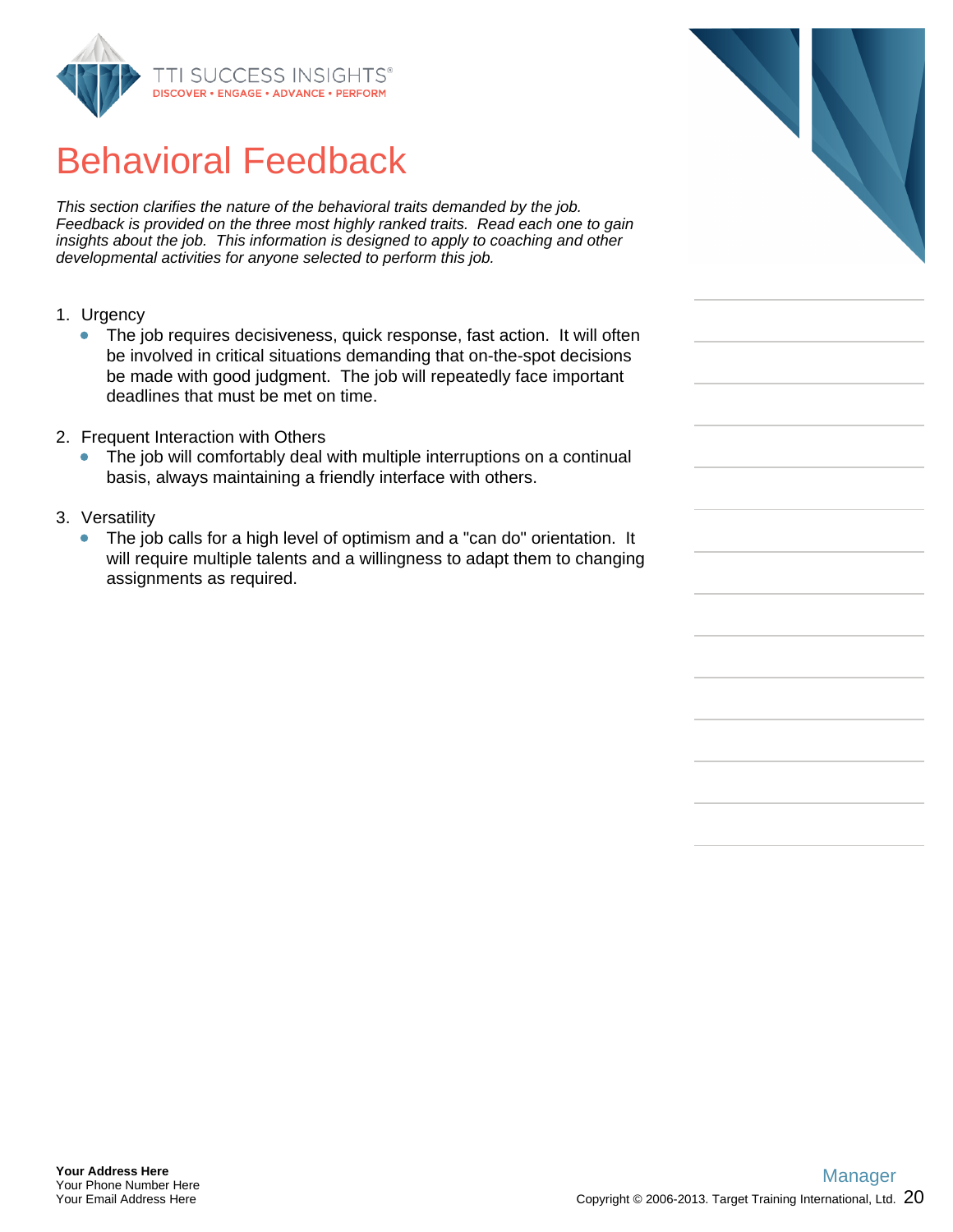# Behavioral Feedback

*This section clarifies the nature of the behavioral traits demanded by the job. Feedback is provided on the three most highly ranked traits. Read each one to gain insights about the job. This information is designed to apply to coaching and other developmental activities for anyone selected to perform this job.*

1. Urgency
   - The job requires decisiveness, quick response, fast action. It will often be involved in critical situations demanding that on-the-spot decisions be made with good judgment. The job will repeatedly face important deadlines that must be met on time.

2. Frequent Interaction with Others
   - The job will comfortably deal with multiple interruptions on a continual basis, always maintaining a friendly interface with others.

3. Versatility
   - The job calls for a high level of optimism and a "can do" orientation. It will require multiple talents and a willingness to adapt them to changing assignments as required.